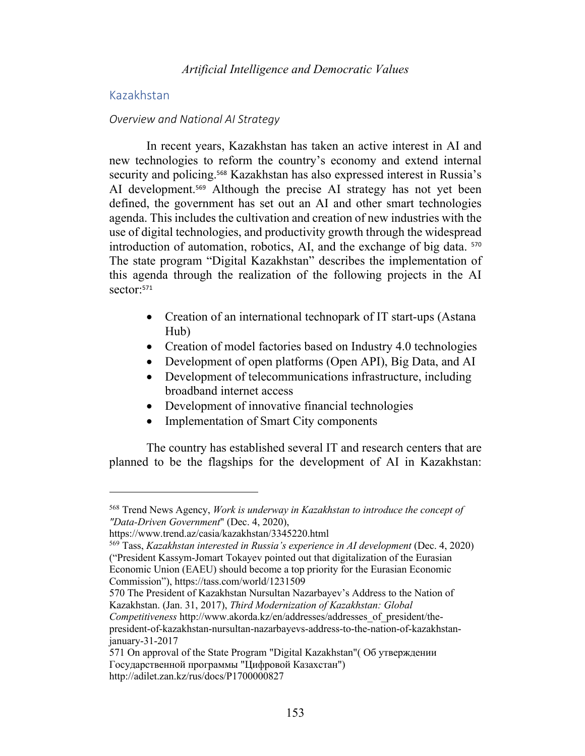## Kazakhstan

### *Overview and National AI Strategy*

In recent years, Kazakhstan has taken an active interest in AI and new technologies to reform the country's economy and extend internal security and policing.[568] Kazakhstan has also expressed interest in Russia's AI development.[569] Although the precise AI strategy has not yet been defined, the government has set out an AI and other smart technologies agenda. This includes the cultivation and creation of new industries with the use of digital technologies, and productivity growth through the widespread introduction of automation, robotics, AI, and the exchange of big data.[570] The state program "Digital Kazakhstan" describes the implementation of this agenda through the realization of the following projects in the AI sector:[571]

- Creation of an international technopark of IT start-ups (Astana Hub)
- Creation of model factories based on Industry 4.0 technologies
- Development of open platforms (Open API), Big Data, and AI
- Development of telecommunications infrastructure, including broadband internet access
- Development of innovative financial technologies
- Implementation of Smart City components

The country has established several IT and research centers that are planned to be the flagships for the development of AI in Kazakhstan:

---

568 Trend News Agency, *Work is underway in Kazakhstan to introduce the concept of "Data-Driven Government*" (Dec. 4, 2020), https://www.trend.az/casia/kazakhstan/3345220.html

569 Tass, *Kazakhstan interested in Russia's experience in AI development* (Dec. 4, 2020) ("President Kassym-Jomart Tokayev pointed out that digitalization of the Eurasian Economic Union (EAEU) should become a top priority for the Eurasian Economic Commission"), https://tass.com/world/1231509

570 The President of Kazakhstan Nursultan Nazarbayev's Address to the Nation of Kazakhstan. (Jan. 31, 2017), *Third Modernization of Kazakhstan: Global Competitiveness* http://www.akorda.kz/en/addresses/addresses_of_president/the-president-of-kazakhstan-nursultan-nazarbayevs-address-to-the-nation-of-kazakhstan-january-31-2017

571 On approval of the State Program "Digital Kazakhstan"( Об утверждении Государственной программы "Цифровой Казахстан") http://adilet.zan.kz/rus/docs/P1700000827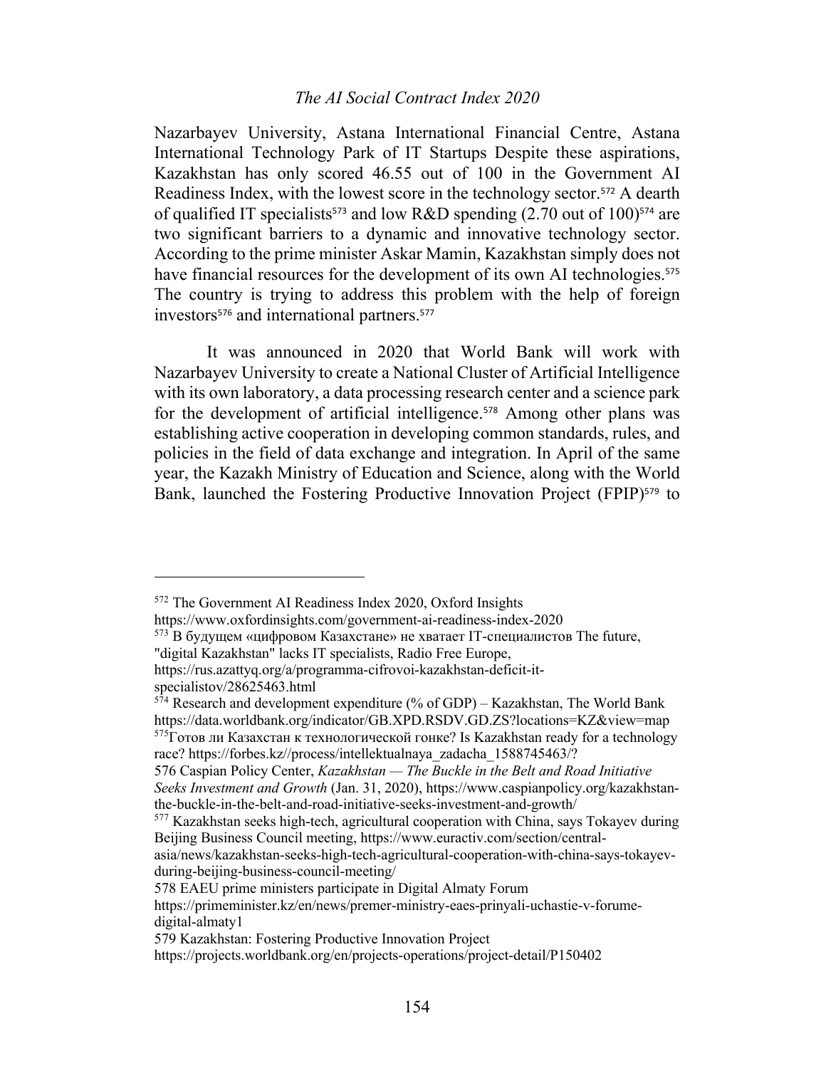Nazarbayev University, Astana International Financial Centre, Astana International Technology Park of IT Startups Despite these aspirations, Kazakhstan has only scored 46.55 out of 100 in the Government AI Readiness Index, with the lowest score in the technology sector.[572] A dearth of qualified IT specialists[573] and low R&D spending (2.70 out of 100)[574] are two significant barriers to a dynamic and innovative technology sector. According to the prime minister Askar Mamin, Kazakhstan simply does not have financial resources for the development of its own AI technologies.[575] The country is trying to address this problem with the help of foreign investors[576] and international partners.[577]

It was announced in 2020 that World Bank will work with Nazarbayev University to create a National Cluster of Artificial Intelligence with its own laboratory, a data processing research center and a science park for the development of artificial intelligence.[578] Among other plans was establishing active cooperation in developing common standards, rules, and policies in the field of data exchange and integration. In April of the same year, the Kazakh Ministry of Education and Science, along with the World Bank, launched the Fostering Productive Innovation Project (FPIP)[579] to

---

[572] The Government AI Readiness Index 2020, Oxford Insights https://www.oxfordinsights.com/government-ai-readiness-index-2020

[573] В будущем «цифровом Казахстане» не хватает IT-специалистов The future, "digital Kazakhstan" lacks IT specialists, Radio Free Europe, https://rus.azattyq.org/a/programma-cifrovoi-kazakhstan-deficit-it-specialistov/28625463.html

[574] Research and development expenditure (% of GDP) – Kazakhstan, The World Bank https://data.worldbank.org/indicator/GB.XPD.RSDV.GD.ZS?locations=KZ&view=map

[575] Готов ли Казахстан к технологической гонке? Is Kazakhstan ready for a technology race? https://forbes.kz//process/intellektualnaya_zadacha_1588745463/?

576 Caspian Policy Center, *Kazakhstan — The Buckle in the Belt and Road Initiative Seeks Investment and Growth* (Jan. 31, 2020), https://www.caspianpolicy.org/kazakhstan-the-buckle-in-the-belt-and-road-initiative-seeks-investment-and-growth/

[577] Kazakhstan seeks high-tech, agricultural cooperation with China, says Tokayev during Beijing Business Council meeting, https://www.euractiv.com/section/central-asia/news/kazakhstan-seeks-high-tech-agricultural-cooperation-with-china-says-tokayev-during-beijing-business-council-meeting/

578 EAEU prime ministers participate in Digital Almaty Forum https://primeminister.kz/en/news/premer-ministry-eaes-prinyali-uchastie-v-forume-digital-almaty1

579 Kazakhstan: Fostering Productive Innovation Project https://projects.worldbank.org/en/projects-operations/project-detail/P150402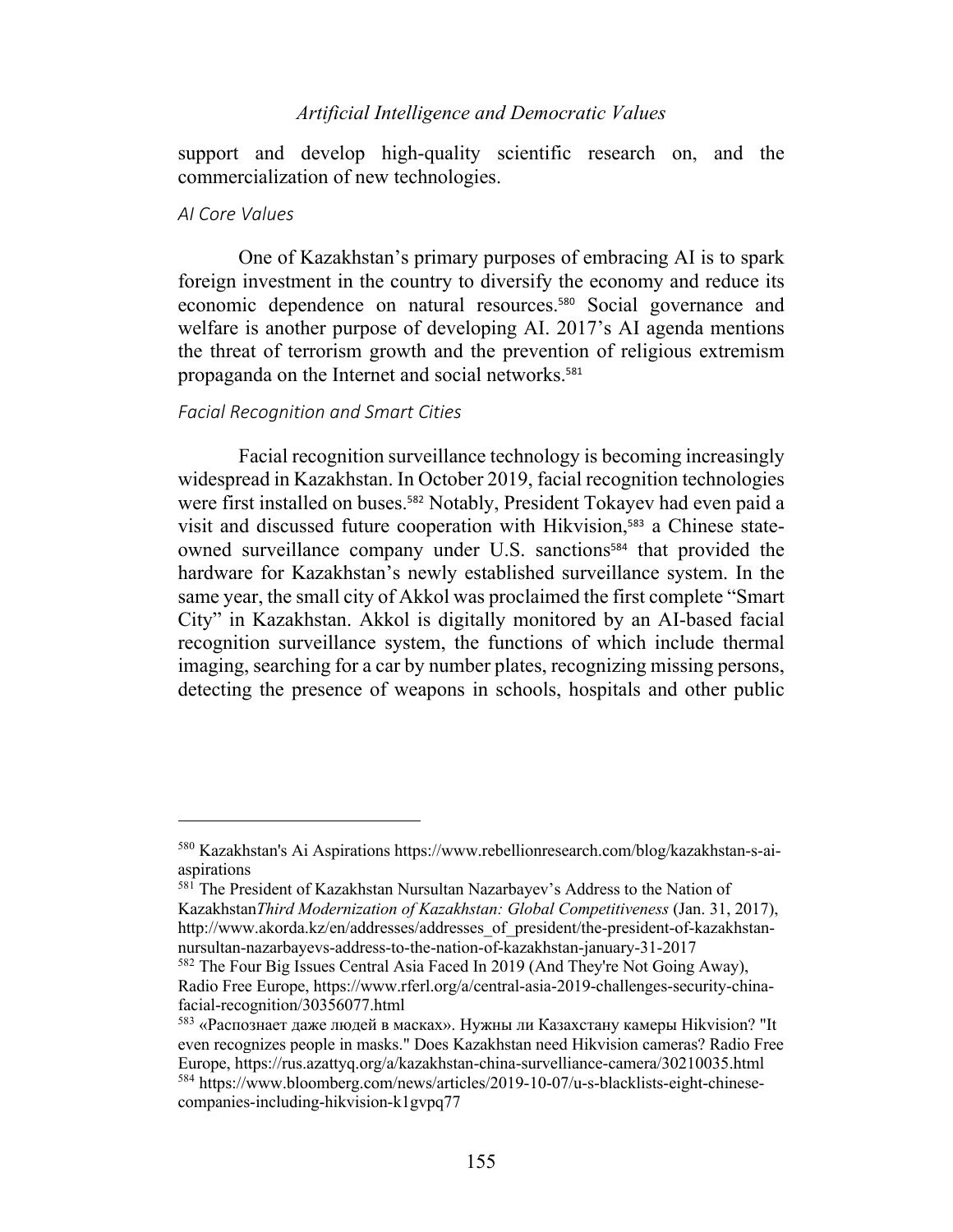support and develop high-quality scientific research on, and the commercialization of new technologies.

### *AI Core Values*

One of Kazakhstan's primary purposes of embracing AI is to spark foreign investment in the country to diversify the economy and reduce its economic dependence on natural resources.[580] Social governance and welfare is another purpose of developing AI. 2017's AI agenda mentions the threat of terrorism growth and the prevention of religious extremism propaganda on the Internet and social networks.[581]

### *Facial Recognition and Smart Cities*

Facial recognition surveillance technology is becoming increasingly widespread in Kazakhstan. In October 2019, facial recognition technologies were first installed on buses.[582] Notably, President Tokayev had even paid a visit and discussed future cooperation with Hikvision,[583] a Chinese state-owned surveillance company under U.S. sanctions[584] that provided the hardware for Kazakhstan's newly established surveillance system. In the same year, the small city of Akkol was proclaimed the first complete "Smart City" in Kazakhstan. Akkol is digitally monitored by an AI-based facial recognition surveillance system, the functions of which include thermal imaging, searching for a car by number plates, recognizing missing persons, detecting the presence of weapons in schools, hospitals and other public

---

[580] Kazakhstan's Ai Aspirations https://www.rebellionresearch.com/blog/kazakhstan-s-ai-aspirations

[581] The President of Kazakhstan Nursultan Nazarbayev's Address to the Nation of Kazakhstan*Third Modernization of Kazakhstan: Global Competitiveness* (Jan. 31, 2017), http://www.akorda.kz/en/addresses/addresses_of_president/the-president-of-kazakhstan-nursultan-nazarbayevs-address-to-the-nation-of-kazakhstan-january-31-2017

[582] The Four Big Issues Central Asia Faced In 2019 (And They're Not Going Away), Radio Free Europe, https://www.rferl.org/a/central-asia-2019-challenges-security-china-facial-recognition/30356077.html

[583] «Распознает даже людей в масках». Нужны ли Казахстану камеры Hikvision? "It even recognizes people in masks." Does Kazakhstan need Hikvision cameras? Radio Free Europe, https://rus.azattyq.org/a/kazakhstan-china-survelliance-camera/30210035.html

[584] https://www.bloomberg.com/news/articles/2019-10-07/u-s-blacklists-eight-chinese-companies-including-hikvision-k1gvpq77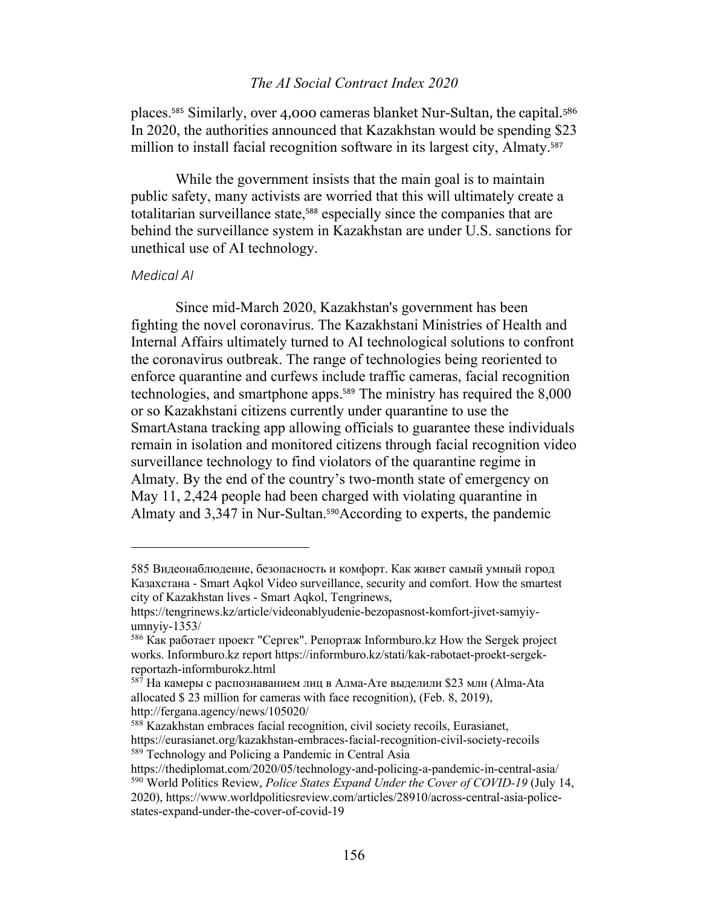places.[585] Similarly, over 4,000 cameras blanket Nur-Sultan, the capital.[586] In 2020, the authorities announced that Kazakhstan would be spending $23 million to install facial recognition software in its largest city, Almaty.[587]

While the government insists that the main goal is to maintain public safety, many activists are worried that this will ultimately create a totalitarian surveillance state,[588] especially since the companies that are behind the surveillance system in Kazakhstan are under U.S. sanctions for unethical use of AI technology.

### *Medical AI*

Since mid-March 2020, Kazakhstan's government has been fighting the novel coronavirus. The Kazakhstani Ministries of Health and Internal Affairs ultimately turned to AI technological solutions to confront the coronavirus outbreak. The range of technologies being reoriented to enforce quarantine and curfews include traffic cameras, facial recognition technologies, and smartphone apps.[589] The ministry has required the 8,000 or so Kazakhstani citizens currently under quarantine to use the SmartAstana tracking app allowing officials to guarantee these individuals remain in isolation and monitored citizens through facial recognition video surveillance technology to find violators of the quarantine regime in Almaty. By the end of the country's two-month state of emergency on May 11, 2,424 people had been charged with violating quarantine in Almaty and 3,347 in Nur-Sultan.[590]According to experts, the pandemic

---

585 Видеонаблюдение, безопасность и комфорт. Как живет самый умный город Казахстана - Smart Aqkol Video surveillance, security and comfort. How the smartest city of Kazakhstan lives - Smart Aqkol, Tengrinews, https://tengrinews.kz/article/videonablyudenie-bezopasnost-komfort-jivet-samyiy-umnyiy-1353/

586 Как работает проект "Сергек". Репортаж Informburo.kz How the Sergek project works. Informburo.kz report https://informburo.kz/stati/kak-rabotaet-proekt-sergek-reportazh-informburokz.html

587 На камеры с распознаванием лиц в Алма-Ате выделили $23 млн (Alma-Ata allocated $ 23 million for cameras with face recognition), (Feb. 8, 2019), http://fergana.agency/news/105020/

588 Kazakhstan embraces facial recognition, civil society recoils, Eurasianet, https://eurasianet.org/kazakhstan-embraces-facial-recognition-civil-society-recoils

589 Technology and Policing a Pandemic in Central Asia https://thediplomat.com/2020/05/technology-and-policing-a-pandemic-in-central-asia/

590 World Politics Review, *Police States Expand Under the Cover of COVID-19* (July 14, 2020), https://www.worldpoliticsreview.com/articles/28910/across-central-asia-police-states-expand-under-the-cover-of-covid-19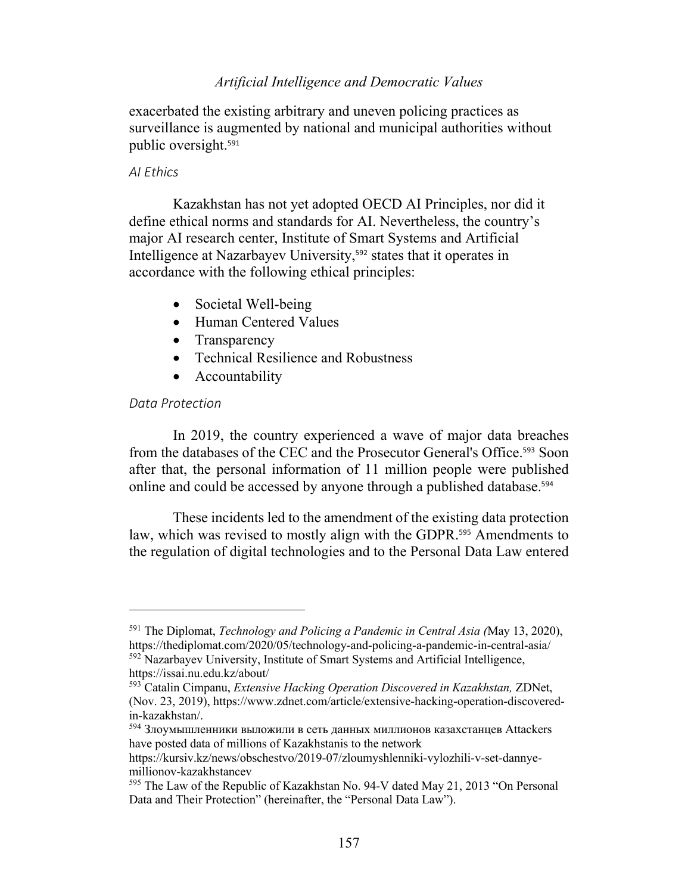exacerbated the existing arbitrary and uneven policing practices as surveillance is augmented by national and municipal authorities without public oversight.[591]

### *AI Ethics*

Kazakhstan has not yet adopted OECD AI Principles, nor did it define ethical norms and standards for AI. Nevertheless, the country's major AI research center, Institute of Smart Systems and Artificial Intelligence at Nazarbayev University,[592] states that it operates in accordance with the following ethical principles:

- Societal Well-being
- Human Centered Values
- Transparency
- Technical Resilience and Robustness
- Accountability

### *Data Protection*

In 2019, the country experienced a wave of major data breaches from the databases of the CEC and the Prosecutor General's Office.[593] Soon after that, the personal information of 11 million people were published online and could be accessed by anyone through a published database.[594]

These incidents led to the amendment of the existing data protection law, which was revised to mostly align with the GDPR.[595] Amendments to the regulation of digital technologies and to the Personal Data Law entered

---

[591] The Diplomat, *Technology and Policing a Pandemic in Central Asia (*May 13, 2020), https://thediplomat.com/2020/05/technology-and-policing-a-pandemic-in-central-asia/

[592] Nazarbayev University, Institute of Smart Systems and Artificial Intelligence, https://issai.nu.edu.kz/about/

[593] Catalin Cimpanu, *Extensive Hacking Operation Discovered in Kazakhstan,* ZDNet, (Nov. 23, 2019), https://www.zdnet.com/article/extensive-hacking-operation-discovered-in-kazakhstan/.

[594] Злоумышленники выложили в сеть данных миллионов казахстанцев Attackers have posted data of millions of Kazakhstanis to the network https://kursiv.kz/news/obschestvo/2019-07/zloumyshlenniki-vylozhili-v-set-dannye-millionov-kazakhstancev

[595] The Law of the Republic of Kazakhstan No. 94-V dated May 21, 2013 "On Personal Data and Their Protection" (hereinafter, the "Personal Data Law").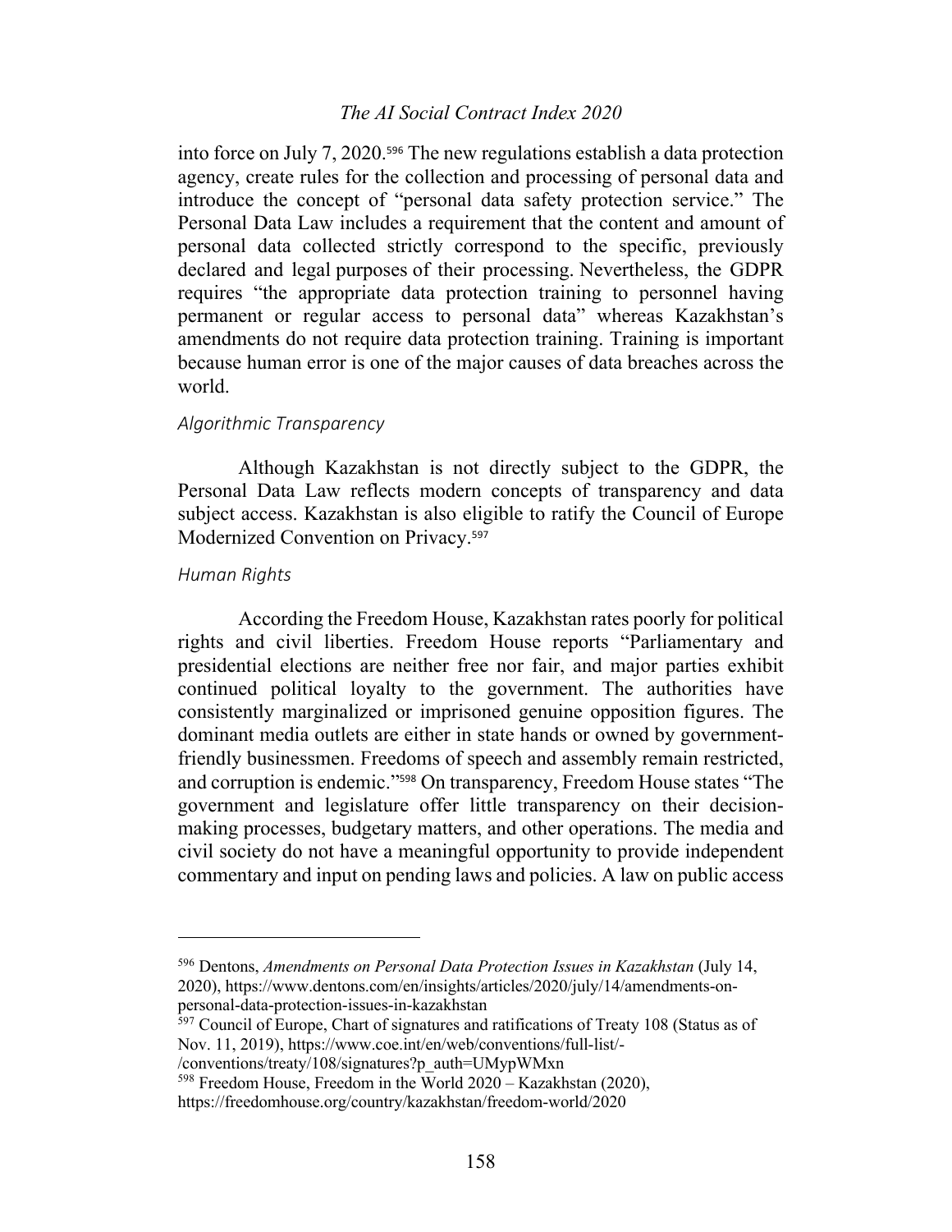into force on July 7, 2020.[596] The new regulations establish a data protection agency, create rules for the collection and processing of personal data and introduce the concept of "personal data safety protection service." The Personal Data Law includes a requirement that the content and amount of personal data collected strictly correspond to the specific, previously declared and legal purposes of their processing. Nevertheless, the GDPR requires "the appropriate data protection training to personnel having permanent or regular access to personal data" whereas Kazakhstan's amendments do not require data protection training. Training is important because human error is one of the major causes of data breaches across the world.

### *Algorithmic Transparency*

Although Kazakhstan is not directly subject to the GDPR, the Personal Data Law reflects modern concepts of transparency and data subject access. Kazakhstan is also eligible to ratify the Council of Europe Modernized Convention on Privacy.[597]

### *Human Rights*

According the Freedom House, Kazakhstan rates poorly for political rights and civil liberties. Freedom House reports "Parliamentary and presidential elections are neither free nor fair, and major parties exhibit continued political loyalty to the government. The authorities have consistently marginalized or imprisoned genuine opposition figures. The dominant media outlets are either in state hands or owned by government-friendly businessmen. Freedoms of speech and assembly remain restricted, and corruption is endemic."[598] On transparency, Freedom House states "The government and legislature offer little transparency on their decision-making processes, budgetary matters, and other operations. The media and civil society do not have a meaningful opportunity to provide independent commentary and input on pending laws and policies. A law on public access

---

[596] Dentons, *Amendments on Personal Data Protection Issues in Kazakhstan* (July 14, 2020), https://www.dentons.com/en/insights/articles/2020/july/14/amendments-on-personal-data-protection-issues-in-kazakhstan

[597] Council of Europe, Chart of signatures and ratifications of Treaty 108 (Status as of Nov. 11, 2019), https://www.coe.int/en/web/conventions/full-list/-/conventions/treaty/108/signatures?p_auth=UMypWMxn

[598] Freedom House, Freedom in the World 2020 – Kazakhstan (2020), https://freedomhouse.org/country/kazakhstan/freedom-world/2020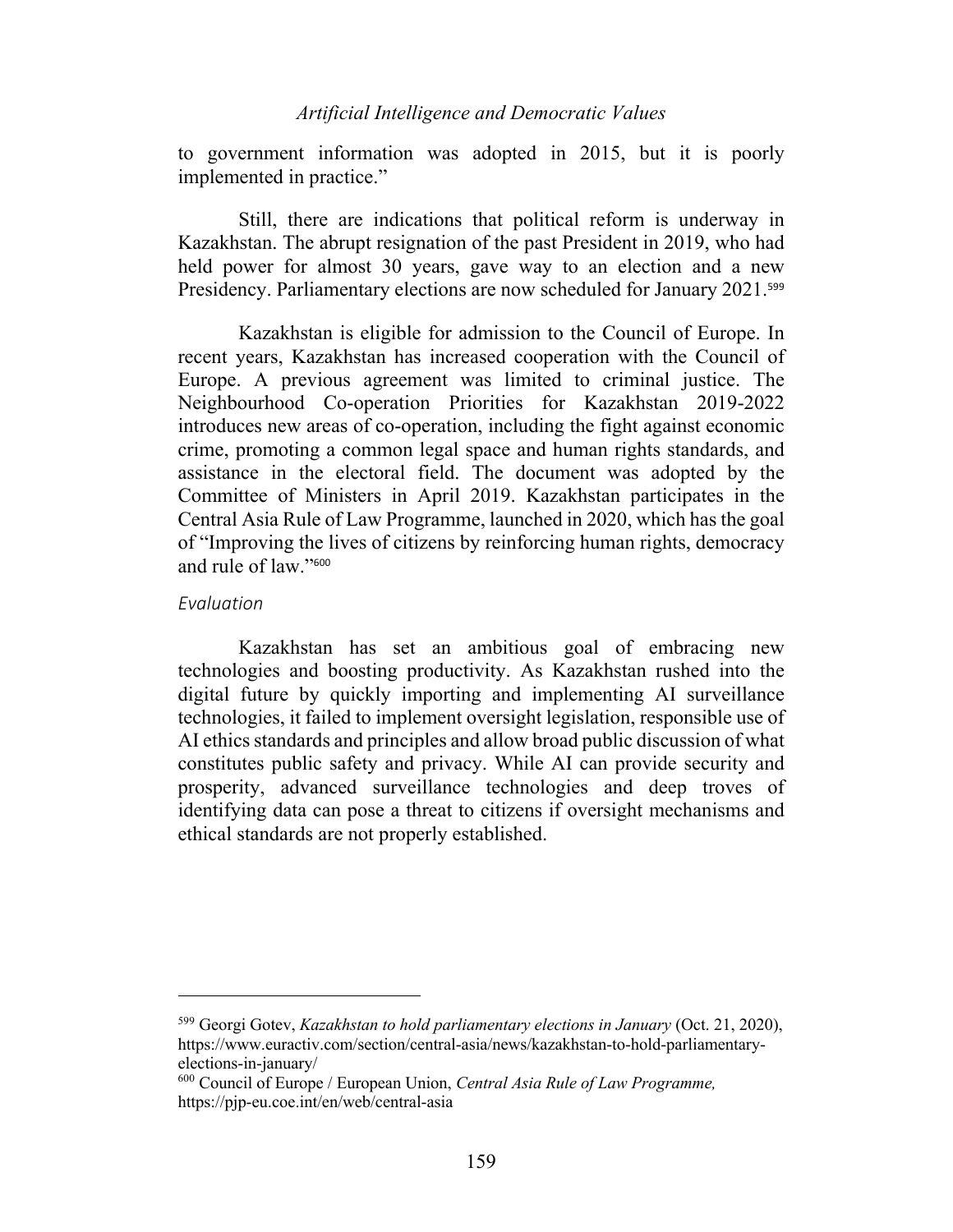to government information was adopted in 2015, but it is poorly implemented in practice."

Still, there are indications that political reform is underway in Kazakhstan. The abrupt resignation of the past President in 2019, who had held power for almost 30 years, gave way to an election and a new Presidency. Parliamentary elections are now scheduled for January 2021.[599]

Kazakhstan is eligible for admission to the Council of Europe. In recent years, Kazakhstan has increased cooperation with the Council of Europe. A previous agreement was limited to criminal justice. The Neighbourhood Co-operation Priorities for Kazakhstan 2019-2022 introduces new areas of co-operation, including the fight against economic crime, promoting a common legal space and human rights standards, and assistance in the electoral field. The document was adopted by the Committee of Ministers in April 2019. Kazakhstan participates in the Central Asia Rule of Law Programme, launched in 2020, which has the goal of "Improving the lives of citizens by reinforcing human rights, democracy and rule of law."[600]

*Evaluation*

Kazakhstan has set an ambitious goal of embracing new technologies and boosting productivity. As Kazakhstan rushed into the digital future by quickly importing and implementing AI surveillance technologies, it failed to implement oversight legislation, responsible use of AI ethics standards and principles and allow broad public discussion of what constitutes public safety and privacy. While AI can provide security and prosperity, advanced surveillance technologies and deep troves of identifying data can pose a threat to citizens if oversight mechanisms and ethical standards are not properly established.

---

[599] Georgi Gotev, *Kazakhstan to hold parliamentary elections in January* (Oct. 21, 2020), https://www.euractiv.com/section/central-asia/news/kazakhstan-to-hold-parliamentary-elections-in-january/

[600] Council of Europe / European Union, *Central Asia Rule of Law Programme,* https://pjp-eu.coe.int/en/web/central-asia